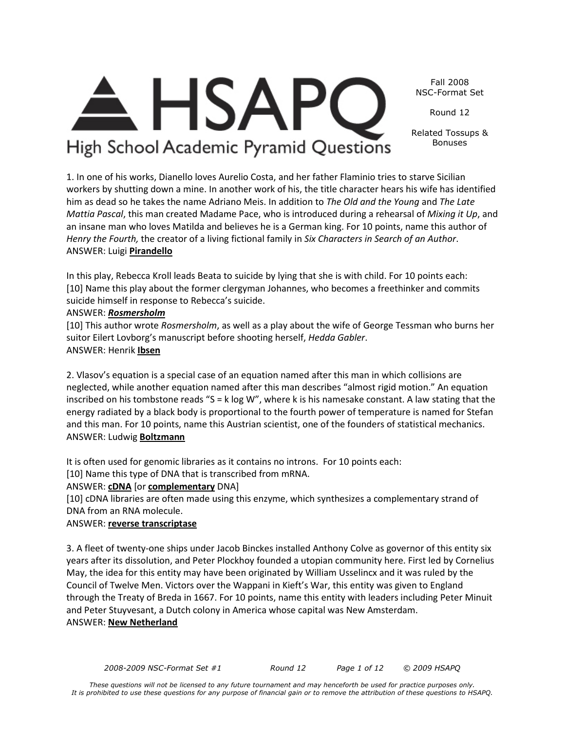# HSAPQ

High School Academic Pyramid Questions

Fall 2008
NSC-Format Set

Round 12

Related Tossups & Bonuses

1. In one of his works, Dianello loves Aurelio Costa, and her father Flaminio tries to starve Sicilian workers by shutting down a mine. In another work of his, the title character hears his wife has identified him as dead so he takes the name Adriano Meis. In addition to *The Old and the Young* and *The Late Mattia Pascal*, this man created Madame Pace, who is introduced during a rehearsal of *Mixing it Up*, and an insane man who loves Matilda and believes he is a German king. For 10 points, name this author of *Henry the Fourth,* the creator of a living fictional family in *Six Characters in Search of an Author*.
ANSWER: Luigi **Pirandello**

In this play, Rebecca Kroll leads Beata to suicide by lying that she is with child. For 10 points each:
[10] Name this play about the former clergyman Johannes, who becomes a freethinker and commits suicide himself in response to Rebecca's suicide.
ANSWER: ***Rosmersholm***
[10] This author wrote *Rosmersholm*, as well as a play about the wife of George Tessman who burns her suitor Eilert Lovborg's manuscript before shooting herself, *Hedda Gabler*.
ANSWER: Henrik **Ibsen**

2. Vlasov's equation is a special case of an equation named after this man in which collisions are neglected, while another equation named after this man describes "almost rigid motion." An equation inscribed on his tombstone reads "S = k log W", where k is his namesake constant. A law stating that the energy radiated by a black body is proportional to the fourth power of temperature is named for Stefan and this man. For 10 points, name this Austrian scientist, one of the founders of statistical mechanics.
ANSWER: Ludwig **Boltzmann**

It is often used for genomic libraries as it contains no introns. For 10 points each:
[10] Name this type of DNA that is transcribed from mRNA.
ANSWER: **cDNA** [or **complementary** DNA]
[10] cDNA libraries are often made using this enzyme, which synthesizes a complementary strand of DNA from an RNA molecule.
ANSWER: **reverse transcriptase**

3. A fleet of twenty-one ships under Jacob Binckes installed Anthony Colve as governor of this entity six years after its dissolution, and Peter Plockhoy founded a utopian community here. First led by Cornelius May, the idea for this entity may have been originated by William Usselincx and it was ruled by the Council of Twelve Men. Victors over the Wappani in Kieft's War, this entity was given to England through the Treaty of Breda in 1667. For 10 points, name this entity with leaders including Peter Minuit and Peter Stuyvesant, a Dutch colony in America whose capital was New Amsterdam.
ANSWER: **New Netherland**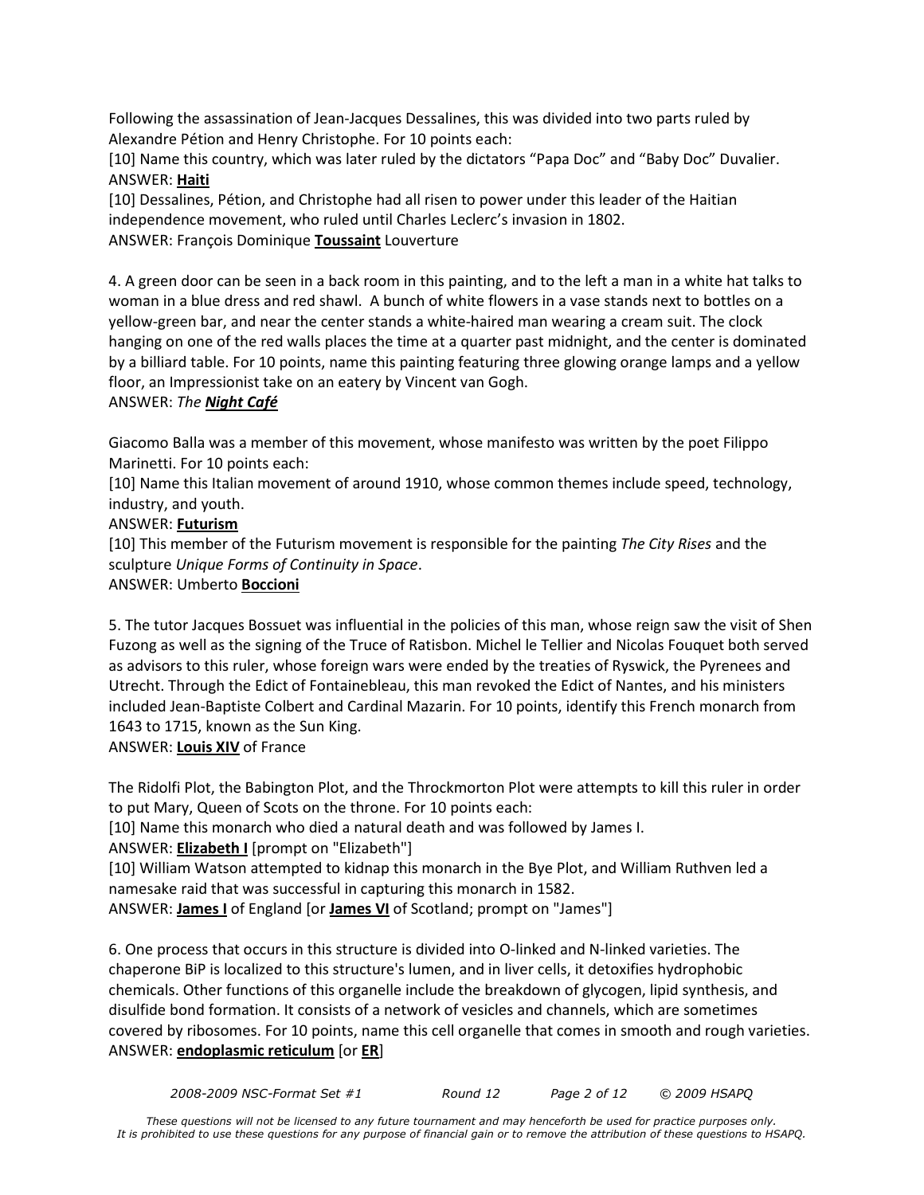Following the assassination of Jean-Jacques Dessalines, this was divided into two parts ruled by Alexandre Pétion and Henry Christophe. For 10 points each:

[10] Name this country, which was later ruled by the dictators "Papa Doc" and "Baby Doc" Duvalier.

ANSWER: **Haiti**

[10] Dessalines, Pétion, and Christophe had all risen to power under this leader of the Haitian independence movement, who ruled until Charles Leclerc's invasion in 1802.

ANSWER: François Dominique **Toussaint** Louverture

4. A green door can be seen in a back room in this painting, and to the left a man in a white hat talks to woman in a blue dress and red shawl. A bunch of white flowers in a vase stands next to bottles on a yellow-green bar, and near the center stands a white-haired man wearing a cream suit. The clock hanging on one of the red walls places the time at a quarter past midnight, and the center is dominated by a billiard table. For 10 points, name this painting featuring three glowing orange lamps and a yellow floor, an Impressionist take on an eatery by Vincent van Gogh.

ANSWER: *The **Night Café***

Giacomo Balla was a member of this movement, whose manifesto was written by the poet Filippo Marinetti. For 10 points each:

[10] Name this Italian movement of around 1910, whose common themes include speed, technology, industry, and youth.

ANSWER: **Futurism**

[10] This member of the Futurism movement is responsible for the painting *The City Rises* and the sculpture *Unique Forms of Continuity in Space*.

ANSWER: Umberto **Boccioni**

5. The tutor Jacques Bossuet was influential in the policies of this man, whose reign saw the visit of Shen Fuzong as well as the signing of the Truce of Ratisbon. Michel le Tellier and Nicolas Fouquet both served as advisors to this ruler, whose foreign wars were ended by the treaties of Ryswick, the Pyrenees and Utrecht. Through the Edict of Fontainebleau, this man revoked the Edict of Nantes, and his ministers included Jean-Baptiste Colbert and Cardinal Mazarin. For 10 points, identify this French monarch from 1643 to 1715, known as the Sun King.

ANSWER: **Louis XIV** of France

The Ridolfi Plot, the Babington Plot, and the Throckmorton Plot were attempts to kill this ruler in order to put Mary, Queen of Scots on the throne. For 10 points each:

[10] Name this monarch who died a natural death and was followed by James I.

ANSWER: **Elizabeth I** [prompt on "Elizabeth"]

[10] William Watson attempted to kidnap this monarch in the Bye Plot, and William Ruthven led a namesake raid that was successful in capturing this monarch in 1582.

ANSWER: **James I** of England [or **James VI** of Scotland; prompt on "James"]

6. One process that occurs in this structure is divided into O-linked and N-linked varieties. The chaperone BiP is localized to this structure's lumen, and in liver cells, it detoxifies hydrophobic chemicals. Other functions of this organelle include the breakdown of glycogen, lipid synthesis, and disulfide bond formation. It consists of a network of vesicles and channels, which are sometimes covered by ribosomes. For 10 points, name this cell organelle that comes in smooth and rough varieties.

ANSWER: **endoplasmic reticulum** [or **ER**]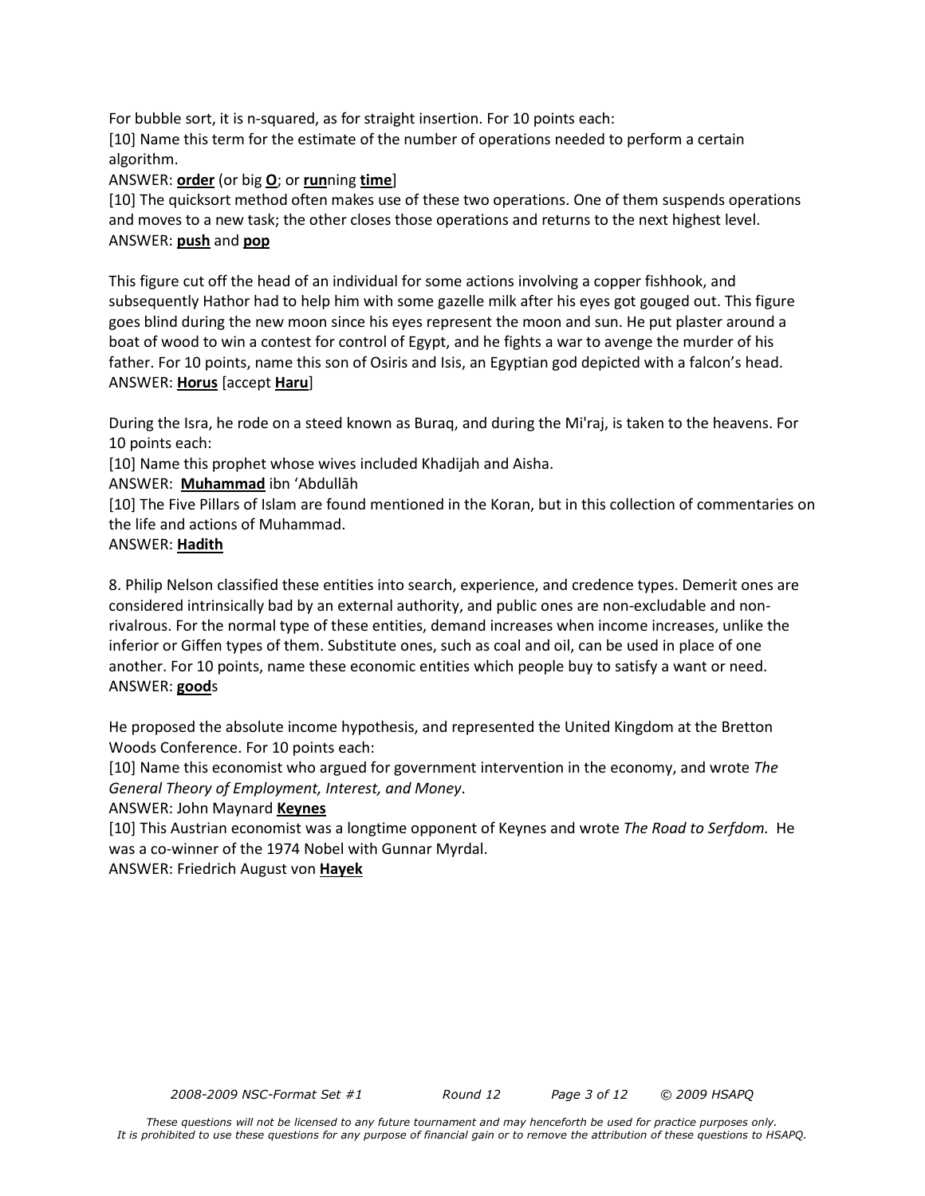For bubble sort, it is n-squared, as for straight insertion. For 10 points each:

[10] Name this term for the estimate of the number of operations needed to perform a certain algorithm.

ANSWER: **order** (or big **O**; or **run**ning **time**]

[10] The quicksort method often makes use of these two operations. One of them suspends operations and moves to a new task; the other closes those operations and returns to the next highest level.

ANSWER: **push** and **pop**

This figure cut off the head of an individual for some actions involving a copper fishhook, and subsequently Hathor had to help him with some gazelle milk after his eyes got gouged out. This figure goes blind during the new moon since his eyes represent the moon and sun. He put plaster around a boat of wood to win a contest for control of Egypt, and he fights a war to avenge the murder of his father. For 10 points, name this son of Osiris and Isis, an Egyptian god depicted with a falcon's head.

ANSWER: **Horus** [accept **Haru**]

During the Isra, he rode on a steed known as Buraq, and during the Mi'raj, is taken to the heavens. For 10 points each:

[10] Name this prophet whose wives included Khadijah and Aisha.

ANSWER: **Muhammad** ibn 'Abdullāh

[10] The Five Pillars of Islam are found mentioned in the Koran, but in this collection of commentaries on the life and actions of Muhammad.

ANSWER: **Hadith**

8. Philip Nelson classified these entities into search, experience, and credence types. Demerit ones are considered intrinsically bad by an external authority, and public ones are non-excludable and non-rivalrous. For the normal type of these entities, demand increases when income increases, unlike the inferior or Giffen types of them. Substitute ones, such as coal and oil, can be used in place of one another. For 10 points, name these economic entities which people buy to satisfy a want or need.

ANSWER: **good**s

He proposed the absolute income hypothesis, and represented the United Kingdom at the Bretton Woods Conference. For 10 points each:

[10] Name this economist who argued for government intervention in the economy, and wrote *The General Theory of Employment, Interest, and Money*.

ANSWER: John Maynard **Keynes**

[10] This Austrian economist was a longtime opponent of Keynes and wrote *The Road to Serfdom.* He was a co-winner of the 1974 Nobel with Gunnar Myrdal.

ANSWER: Friedrich August von **Hayek**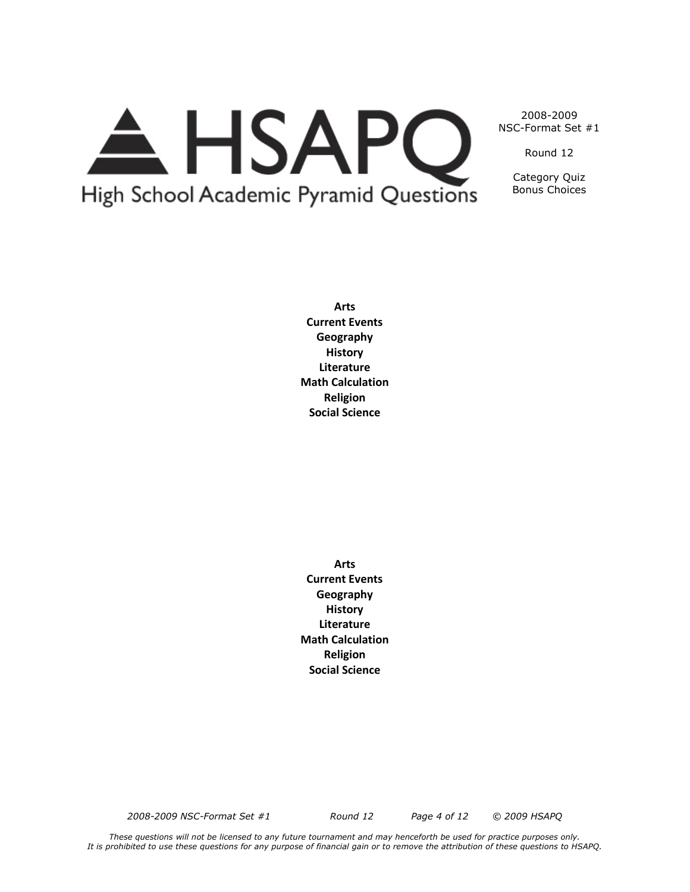2008-2009
NSC-Format Set #1

Round 12

Category Quiz
Bonus Choices

**Arts**
**Current Events**
**Geography**
**History**
**Literature**
**Math Calculation**
**Religion**
**Social Science**

**Arts**
**Current Events**
**Geography**
**History**
**Literature**
**Math Calculation**
**Religion**
**Social Science**

*These questions will not be licensed to any future tournament and may henceforth be used for practice purposes only.*
*It is prohibited to use these questions for any purpose of financial gain or to remove the attribution of these questions to HSAPQ.*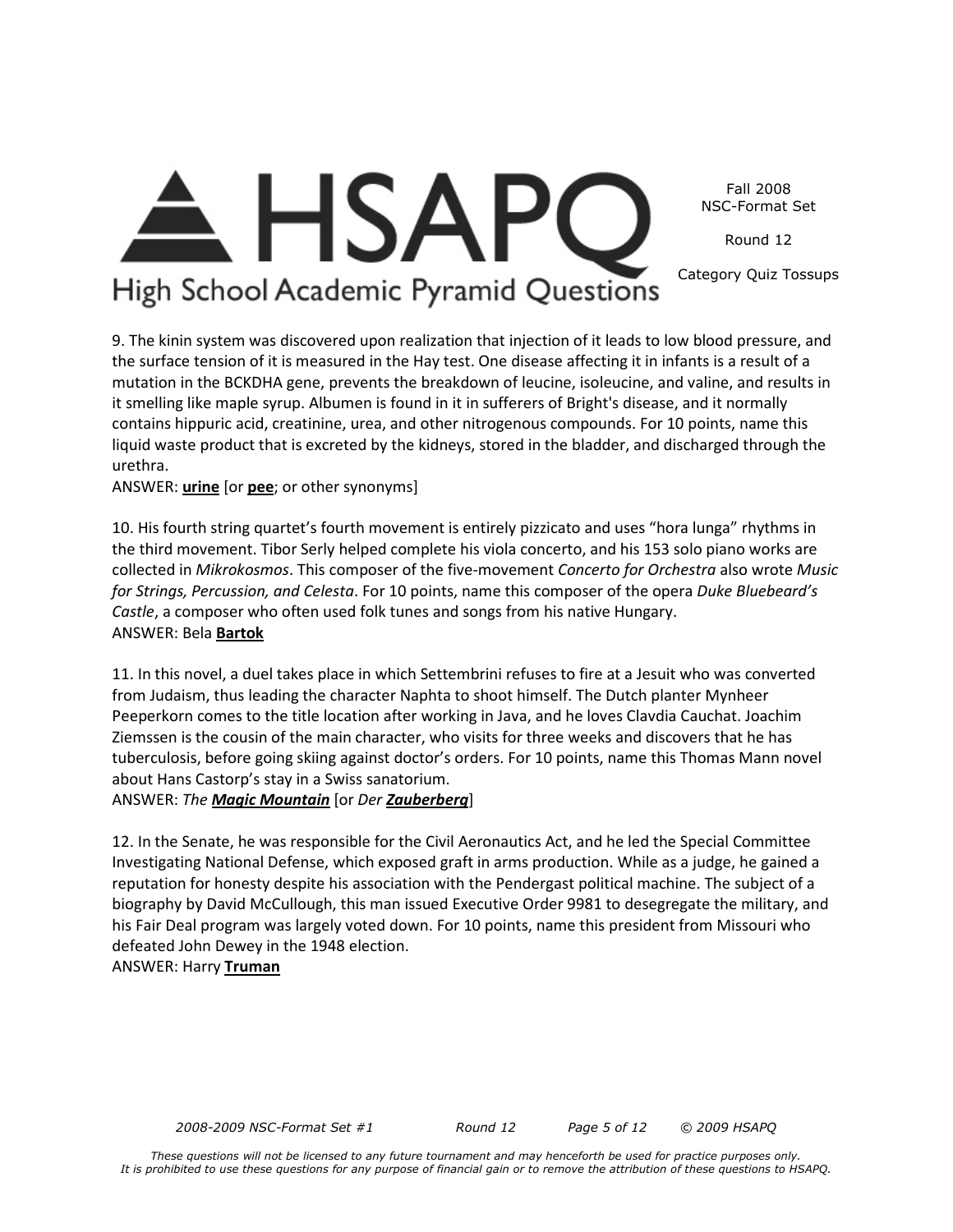9. The kinin system was discovered upon realization that injection of it leads to low blood pressure, and the surface tension of it is measured in the Hay test. One disease affecting it in infants is a result of a mutation in the BCKDHA gene, prevents the breakdown of leucine, isoleucine, and valine, and results in it smelling like maple syrup. Albumen is found in it in sufferers of Bright's disease, and it normally contains hippuric acid, creatinine, urea, and other nitrogenous compounds. For 10 points, name this liquid waste product that is excreted by the kidneys, stored in the bladder, and discharged through the urethra.
ANSWER: **urine** [or **pee**; or other synonyms]

10. His fourth string quartet's fourth movement is entirely pizzicato and uses "hora lunga" rhythms in the third movement. Tibor Serly helped complete his viola concerto, and his 153 solo piano works are collected in *Mikrokosmos*. This composer of the five-movement *Concerto for Orchestra* also wrote *Music for Strings, Percussion, and Celesta*. For 10 points, name this composer of the opera *Duke Bluebeard's Castle*, a composer who often used folk tunes and songs from his native Hungary.
ANSWER: Bela **Bartok**

11. In this novel, a duel takes place in which Settembrini refuses to fire at a Jesuit who was converted from Judaism, thus leading the character Naphta to shoot himself. The Dutch planter Mynheer Peeperkorn comes to the title location after working in Java, and he loves Clavdia Cauchat. Joachim Ziemssen is the cousin of the main character, who visits for three weeks and discovers that he has tuberculosis, before going skiing against doctor's orders. For 10 points, name this Thomas Mann novel about Hans Castorp's stay in a Swiss sanatorium.
ANSWER: *The **Magic Mountain*** [or *Der **Zauberberg***]

12. In the Senate, he was responsible for the Civil Aeronautics Act, and he led the Special Committee Investigating National Defense, which exposed graft in arms production. While as a judge, he gained a reputation for honesty despite his association with the Pendergast political machine. The subject of a biography by David McCullough, this man issued Executive Order 9981 to desegregate the military, and his Fair Deal program was largely voted down. For 10 points, name this president from Missouri who defeated John Dewey in the 1948 election.
ANSWER: Harry **Truman**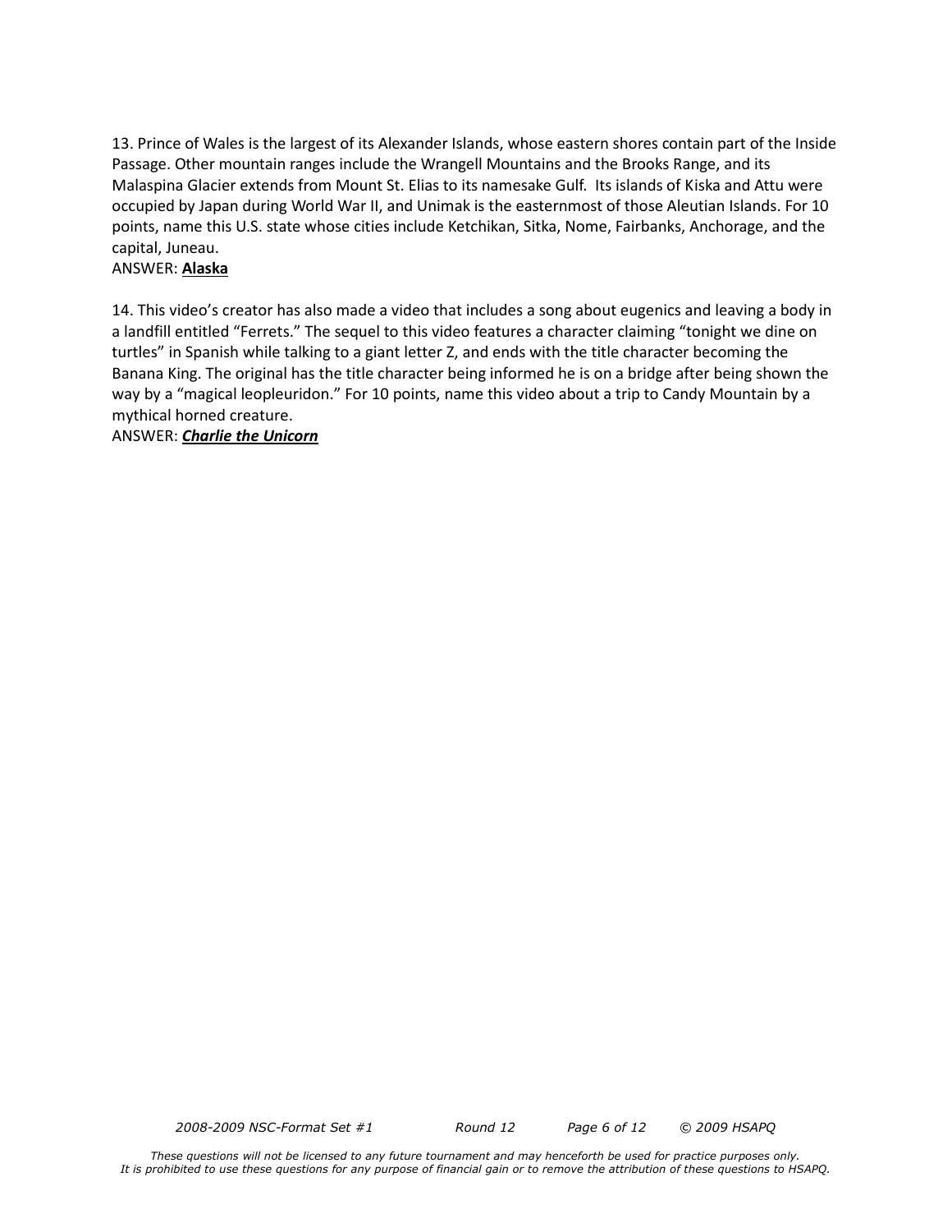13. Prince of Wales is the largest of its Alexander Islands, whose eastern shores contain part of the Inside Passage. Other mountain ranges include the Wrangell Mountains and the Brooks Range, and its Malaspina Glacier extends from Mount St. Elias to its namesake Gulf. Its islands of Kiska and Attu were occupied by Japan during World War II, and Unimak is the easternmost of those Aleutian Islands. For 10 points, name this U.S. state whose cities include Ketchikan, Sitka, Nome, Fairbanks, Anchorage, and the capital, Juneau.

ANSWER: **Alaska**

14. This video's creator has also made a video that includes a song about eugenics and leaving a body in a landfill entitled "Ferrets." The sequel to this video features a character claiming "tonight we dine on turtles" in Spanish while talking to a giant letter Z, and ends with the title character becoming the Banana King. The original has the title character being informed he is on a bridge after being shown the way by a "magical leopleuridon." For 10 points, name this video about a trip to Candy Mountain by a mythical horned creature.

ANSWER: ***Charlie the Unicorn***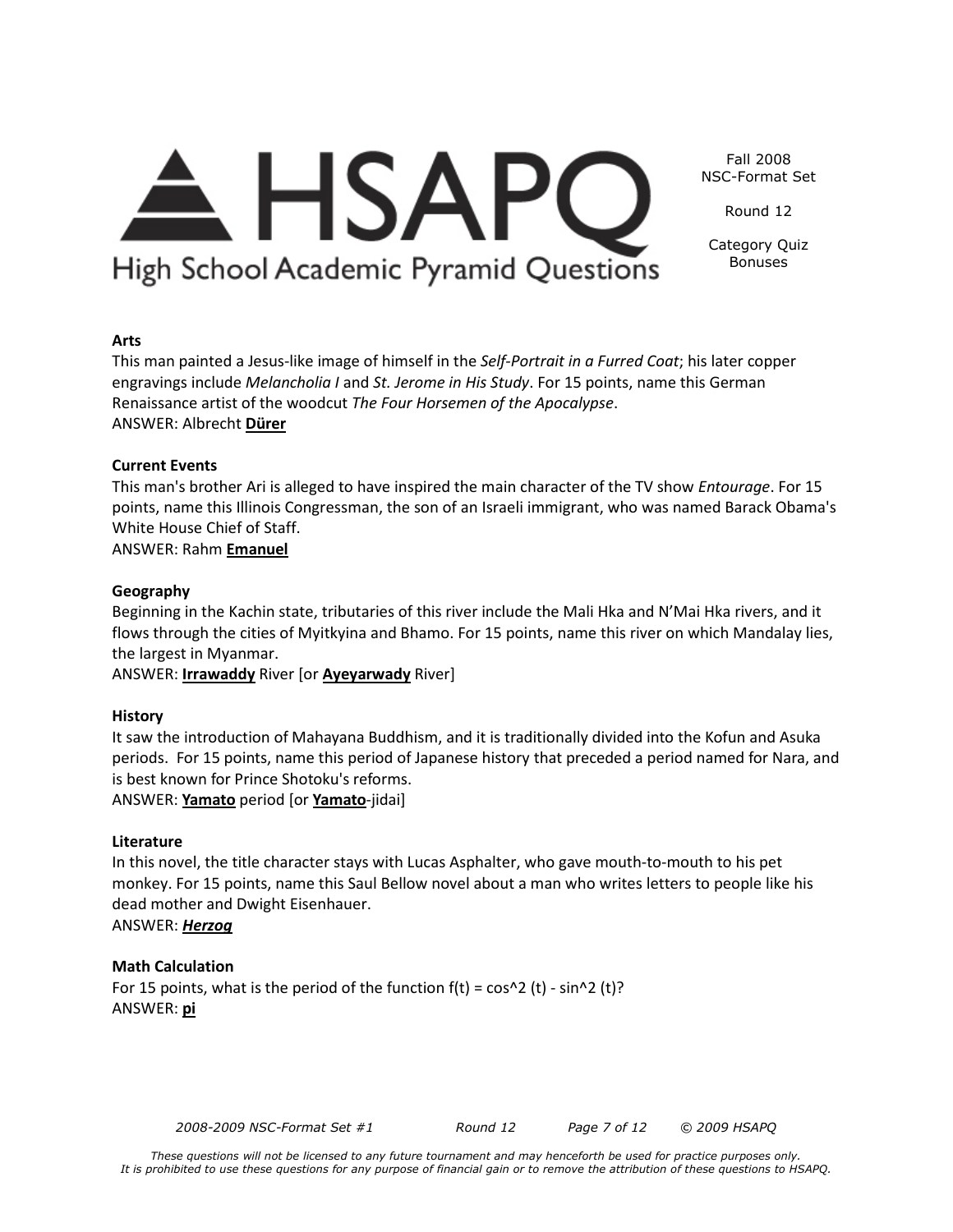# HSAPQ High School Academic Pyramid Questions

Fall 2008
NSC-Format Set

Round 12

Category Quiz
Bonuses

**Arts**
This man painted a Jesus-like image of himself in the *Self-Portrait in a Furred Coat*; his later copper engravings include *Melancholia I* and *St. Jerome in His Study*. For 15 points, name this German Renaissance artist of the woodcut *The Four Horsemen of the Apocalypse*.
ANSWER: Albrecht **Dürer**

**Current Events**
This man's brother Ari is alleged to have inspired the main character of the TV show *Entourage*. For 15 points, name this Illinois Congressman, the son of an Israeli immigrant, who was named Barack Obama's White House Chief of Staff.
ANSWER: Rahm **Emanuel**

**Geography**
Beginning in the Kachin state, tributaries of this river include the Mali Hka and N'Mai Hka rivers, and it flows through the cities of Myitkyina and Bhamo. For 15 points, name this river on which Mandalay lies, the largest in Myanmar.
ANSWER: **Irrawaddy** River [or **Ayeyarwady** River]

**History**
It saw the introduction of Mahayana Buddhism, and it is traditionally divided into the Kofun and Asuka periods. For 15 points, name this period of Japanese history that preceded a period named for Nara, and is best known for Prince Shotoku's reforms.
ANSWER: **Yamato** period [or **Yamato**-jidai]

**Literature**
In this novel, the title character stays with Lucas Asphalter, who gave mouth-to-mouth to his pet monkey. For 15 points, name this Saul Bellow novel about a man who writes letters to people like his dead mother and Dwight Eisenhauer.
ANSWER: ***Herzog***

**Math Calculation**
For 15 points, what is the period of the function $f(t) = \cos^2(t) - \sin^2(t)$?
ANSWER: **pi**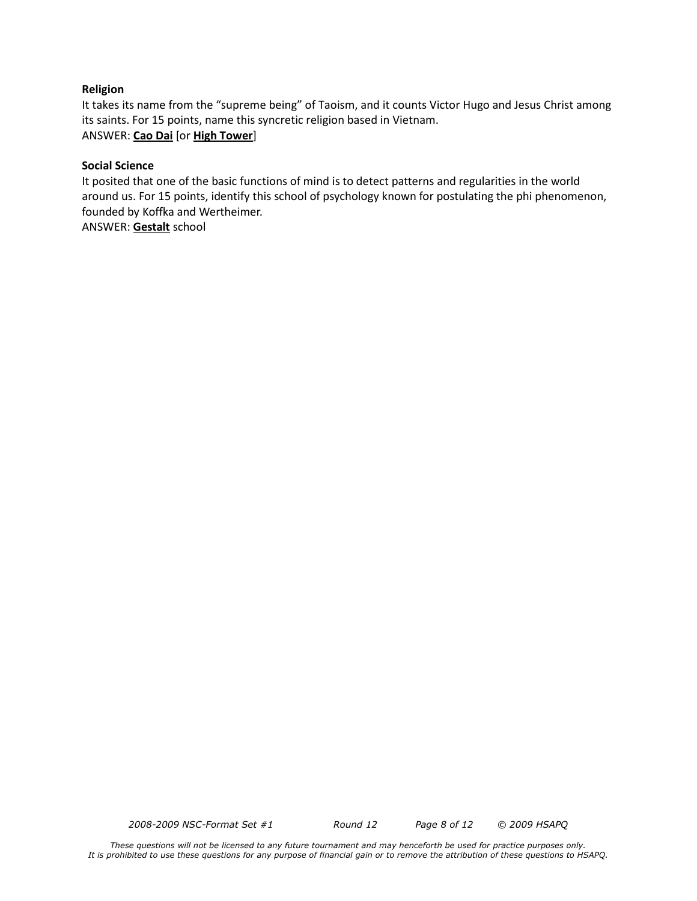**Religion**

It takes its name from the "supreme being" of Taoism, and it counts Victor Hugo and Jesus Christ among its saints. For 15 points, name this syncretic religion based in Vietnam.

ANSWER: **Cao Dai** [or **High Tower**]

**Social Science**

It posited that one of the basic functions of mind is to detect patterns and regularities in the world around us. For 15 points, identify this school of psychology known for postulating the phi phenomenon, founded by Koffka and Wertheimer.

ANSWER: **Gestalt** school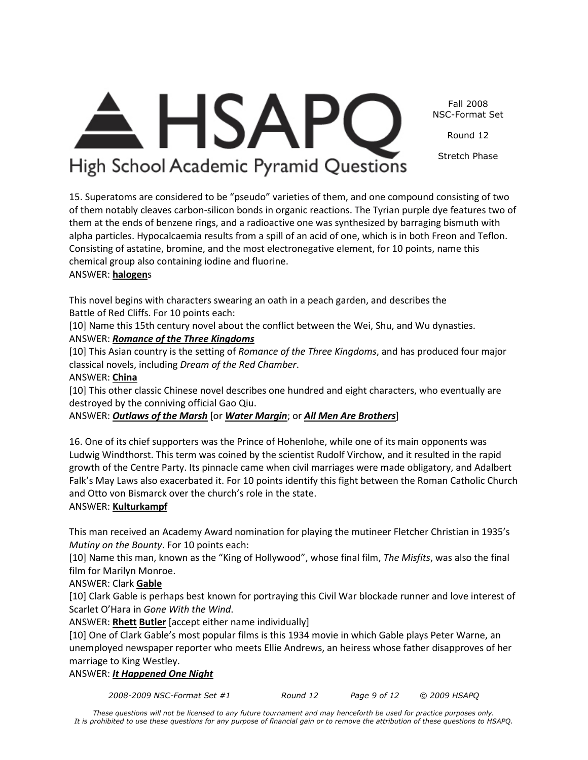15. Superatoms are considered to be "pseudo" varieties of them, and one compound consisting of two of them notably cleaves carbon-silicon bonds in organic reactions. The Tyrian purple dye features two of them at the ends of benzene rings, and a radioactive one was synthesized by barraging bismuth with alpha particles. Hypocalcaemia results from a spill of an acid of one, which is in both Freon and Teflon. Consisting of astatine, bromine, and the most electronegative element, for 10 points, name this chemical group also containing iodine and fluorine.
ANSWER: **halogen**s

This novel begins with characters swearing an oath in a peach garden, and describes the Battle of Red Cliffs. For 10 points each:
[10] Name this 15th century novel about the conflict between the Wei, Shu, and Wu dynasties.
ANSWER: ***Romance of the Three Kingdoms***
[10] This Asian country is the setting of *Romance of the Three Kingdoms*, and has produced four major classical novels, including *Dream of the Red Chamber*.
ANSWER: **China**
[10] This other classic Chinese novel describes one hundred and eight characters, who eventually are destroyed by the conniving official Gao Qiu.
ANSWER: ***Outlaws of the Marsh*** [or ***Water Margin***; or ***All Men Are Brothers***]

16. One of its chief supporters was the Prince of Hohenlohe, while one of its main opponents was Ludwig Windthorst. This term was coined by the scientist Rudolf Virchow, and it resulted in the rapid growth of the Centre Party. Its pinnacle came when civil marriages were made obligatory, and Adalbert Falk's May Laws also exacerbated it. For 10 points identify this fight between the Roman Catholic Church and Otto von Bismarck over the church's role in the state.
ANSWER: **Kulturkampf**

This man received an Academy Award nomination for playing the mutineer Fletcher Christian in 1935's *Mutiny on the Bounty*. For 10 points each:
[10] Name this man, known as the "King of Hollywood", whose final film, *The Misfits*, was also the final film for Marilyn Monroe.
ANSWER: Clark **Gable**
[10] Clark Gable is perhaps best known for portraying this Civil War blockade runner and love interest of Scarlet O'Hara in *Gone With the Wind*.
ANSWER: **Rhett** **Butler** [accept either name individually]
[10] One of Clark Gable's most popular films is this 1934 movie in which Gable plays Peter Warne, an unemployed newspaper reporter who meets Ellie Andrews, an heiress whose father disapproves of her marriage to King Westley.
ANSWER: ***It Happened One Night***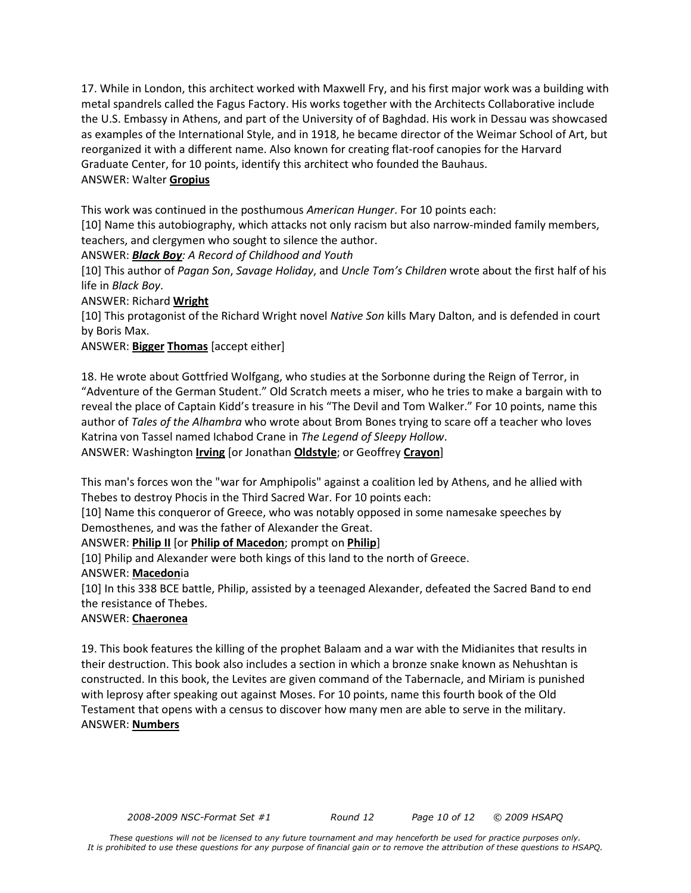17. While in London, this architect worked with Maxwell Fry, and his first major work was a building with metal spandrels called the Fagus Factory. His works together with the Architects Collaborative include the U.S. Embassy in Athens, and part of the University of of Baghdad. His work in Dessau was showcased as examples of the International Style, and in 1918, he became director of the Weimar School of Art, but reorganized it with a different name. Also known for creating flat-roof canopies for the Harvard Graduate Center, for 10 points, identify this architect who founded the Bauhaus.
ANSWER: Walter **Gropius**

This work was continued in the posthumous *American Hunger*. For 10 points each:

[10] Name this autobiography, which attacks not only racism but also narrow-minded family members, teachers, and clergymen who sought to silence the author.

ANSWER: ***Black Boy****: A Record of Childhood and Youth*

[10] This author of *Pagan Son*, *Savage Holiday*, and *Uncle Tom's Children* wrote about the first half of his life in *Black Boy*.

ANSWER: Richard **Wright**

[10] This protagonist of the Richard Wright novel *Native Son* kills Mary Dalton, and is defended in court by Boris Max.

ANSWER: **Bigger** **Thomas** [accept either]

18. He wrote about Gottfried Wolfgang, who studies at the Sorbonne during the Reign of Terror, in "Adventure of the German Student." Old Scratch meets a miser, who he tries to make a bargain with to reveal the place of Captain Kidd's treasure in his "The Devil and Tom Walker." For 10 points, name this author of *Tales of the Alhambra* who wrote about Brom Bones trying to scare off a teacher who loves Katrina von Tassel named Ichabod Crane in *The Legend of Sleepy Hollow*.
ANSWER: Washington **Irving** [or Jonathan **Oldstyle**; or Geoffrey **Crayon**]

This man's forces won the "war for Amphipolis" against a coalition led by Athens, and he allied with Thebes to destroy Phocis in the Third Sacred War. For 10 points each:

[10] Name this conqueror of Greece, who was notably opposed in some namesake speeches by Demosthenes, and was the father of Alexander the Great.

ANSWER: **Philip II** [or **Philip of Macedon**; prompt on **Philip**]

[10] Philip and Alexander were both kings of this land to the north of Greece.

ANSWER: **Macedon**ia

[10] In this 338 BCE battle, Philip, assisted by a teenaged Alexander, defeated the Sacred Band to end the resistance of Thebes.

ANSWER: **Chaeronea**

19. This book features the killing of the prophet Balaam and a war with the Midianites that results in their destruction. This book also includes a section in which a bronze snake known as Nehushtan is constructed. In this book, the Levites are given command of the Tabernacle, and Miriam is punished with leprosy after speaking out against Moses. For 10 points, name this fourth book of the Old Testament that opens with a census to discover how many men are able to serve in the military.
ANSWER: **Numbers**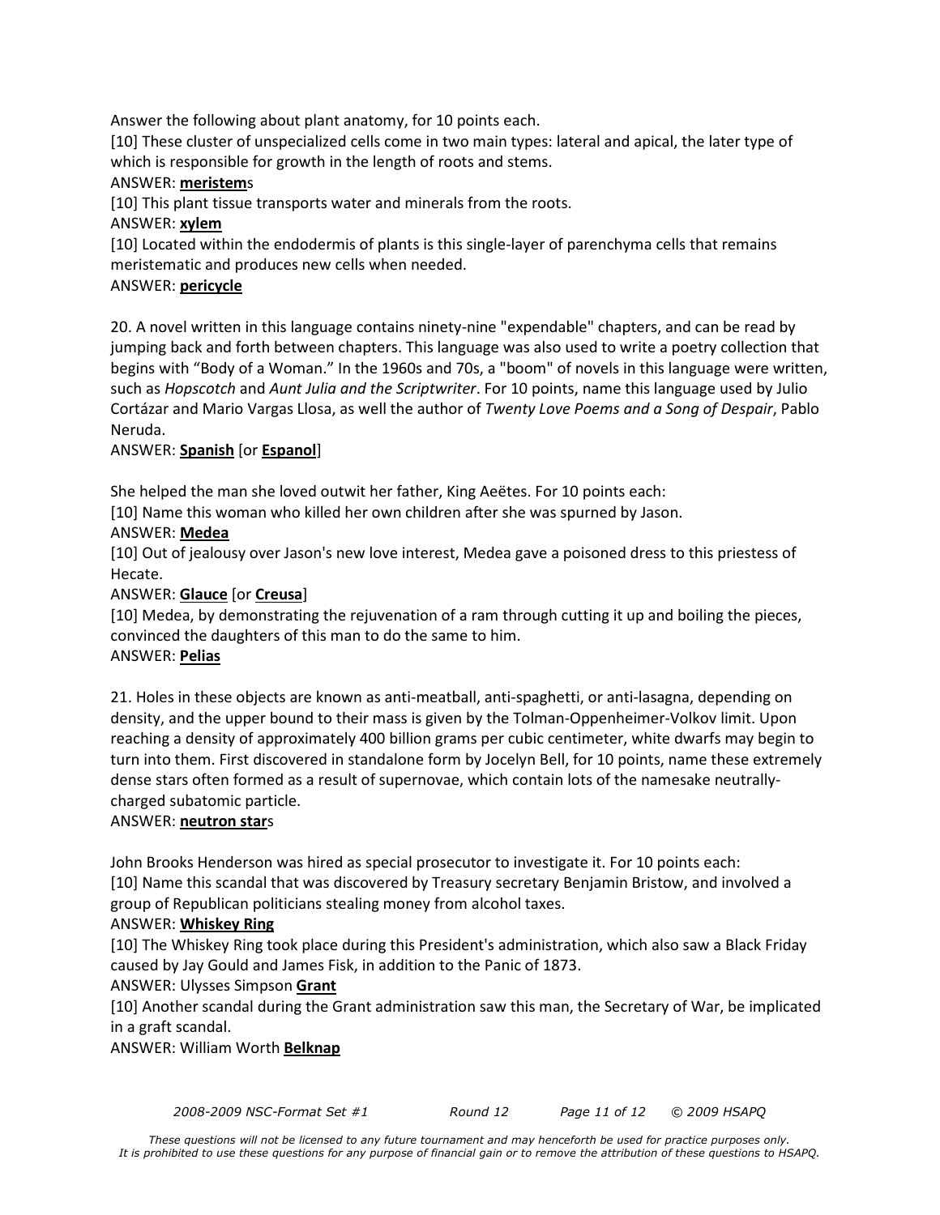Answer the following about plant anatomy, for 10 points each.

[10] These cluster of unspecialized cells come in two main types: lateral and apical, the later type of which is responsible for growth in the length of roots and stems.

ANSWER: **meristem**s

[10] This plant tissue transports water and minerals from the roots.

ANSWER: **xylem**

[10] Located within the endodermis of plants is this single-layer of parenchyma cells that remains meristematic and produces new cells when needed.

ANSWER: **pericycle**

20. A novel written in this language contains ninety-nine "expendable" chapters, and can be read by jumping back and forth between chapters. This language was also used to write a poetry collection that begins with "Body of a Woman." In the 1960s and 70s, a "boom" of novels in this language were written, such as *Hopscotch* and *Aunt Julia and the Scriptwriter*. For 10 points, name this language used by Julio Cortázar and Mario Vargas Llosa, as well the author of *Twenty Love Poems and a Song of Despair*, Pablo Neruda.

ANSWER: **Spanish** [or **Espanol**]

She helped the man she loved outwit her father, King Aeëtes. For 10 points each:

[10] Name this woman who killed her own children after she was spurned by Jason.

ANSWER: **Medea**

[10] Out of jealousy over Jason's new love interest, Medea gave a poisoned dress to this priestess of Hecate.

ANSWER: **Glauce** [or **Creusa**]

[10] Medea, by demonstrating the rejuvenation of a ram through cutting it up and boiling the pieces, convinced the daughters of this man to do the same to him.

ANSWER: **Pelias**

21. Holes in these objects are known as anti-meatball, anti-spaghetti, or anti-lasagna, depending on density, and the upper bound to their mass is given by the Tolman-Oppenheimer-Volkov limit. Upon reaching a density of approximately 400 billion grams per cubic centimeter, white dwarfs may begin to turn into them. First discovered in standalone form by Jocelyn Bell, for 10 points, name these extremely dense stars often formed as a result of supernovae, which contain lots of the namesake neutrally-charged subatomic particle.

ANSWER: **neutron star**s

John Brooks Henderson was hired as special prosecutor to investigate it. For 10 points each:

[10] Name this scandal that was discovered by Treasury secretary Benjamin Bristow, and involved a group of Republican politicians stealing money from alcohol taxes.

ANSWER: **Whiskey Ring**

[10] The Whiskey Ring took place during this President's administration, which also saw a Black Friday caused by Jay Gould and James Fisk, in addition to the Panic of 1873.

ANSWER: Ulysses Simpson **Grant**

[10] Another scandal during the Grant administration saw this man, the Secretary of War, be implicated in a graft scandal.

ANSWER: William Worth **Belknap**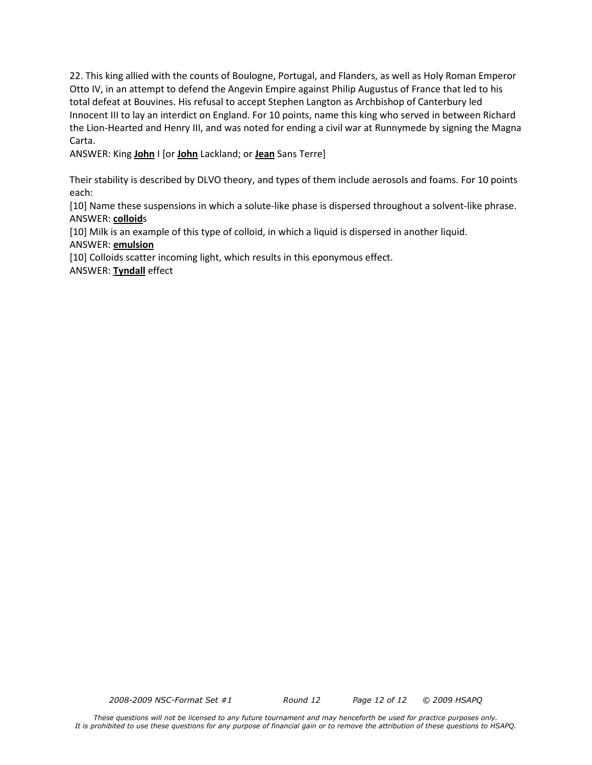22. This king allied with the counts of Boulogne, Portugal, and Flanders, as well as Holy Roman Emperor Otto IV, in an attempt to defend the Angevin Empire against Philip Augustus of France that led to his total defeat at Bouvines. His refusal to accept Stephen Langton as Archbishop of Canterbury led Innocent III to lay an interdict on England. For 10 points, name this king who served in between Richard the Lion-Hearted and Henry III, and was noted for ending a civil war at Runnymede by signing the Magna Carta.

ANSWER: King **John** I [or **John** Lackland; or **Jean** Sans Terre]

Their stability is described by DLVO theory, and types of them include aerosols and foams. For 10 points each:

[10] Name these suspensions in which a solute-like phase is dispersed throughout a solvent-like phrase.

ANSWER: **colloid**s

[10] Milk is an example of this type of colloid, in which a liquid is dispersed in another liquid.

ANSWER: **emulsion**

[10] Colloids scatter incoming light, which results in this eponymous effect.

ANSWER: **Tyndall** effect

*These questions will not be licensed to any future tournament and may henceforth be used for practice purposes only. It is prohibited to use these questions for any purpose of financial gain or to remove the attribution of these questions to HSAPQ.*